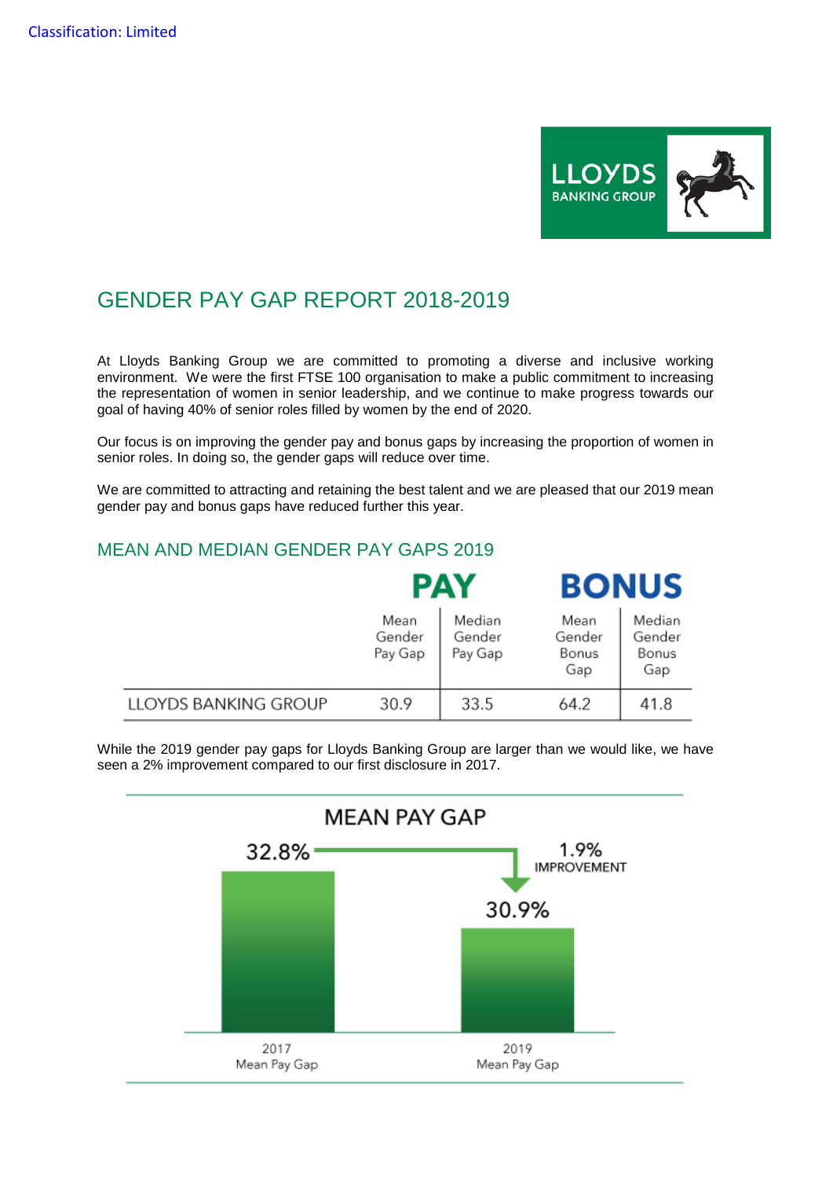Classification: Limited

LLOYDS BANKING GROUP

# GENDER PAY GAP REPORT 2018-2019

At Lloyds Banking Group we are committed to promoting a diverse and inclusive working environment. We were the first FTSE 100 organisation to make a public commitment to increasing the representation of women in senior leadership, and we continue to make progress towards our goal of having 40% of senior roles filled by women by the end of 2020.

Our focus is on improving the gender pay and bonus gaps by increasing the proportion of women in senior roles. In doing so, the gender gaps will reduce over time.

We are committed to attracting and retaining the best talent and we are pleased that our 2019 mean gender pay and bonus gaps have reduced further this year.

## MEAN AND MEDIAN GENDER PAY GAPS 2019

| | PAY | | BONUS | |
|---|---|---|---|---|
| | Mean Gender Pay Gap | Median Gender Pay Gap | Mean Gender Bonus Gap | Median Gender Bonus Gap |
| LLOYDS BANKING GROUP | 30.9 | 33.5 | 64.2 | 41.8 |

While the 2019 gender pay gaps for Lloyds Banking Group are larger than we would like, we have seen a 2% improvement compared to our first disclosure in 2017.

### MEAN PAY GAP

| | Mean Pay Gap |
|---|---|
| 2017 | 32.8% |
| 2019 | 30.9% |

1.9% IMPROVEMENT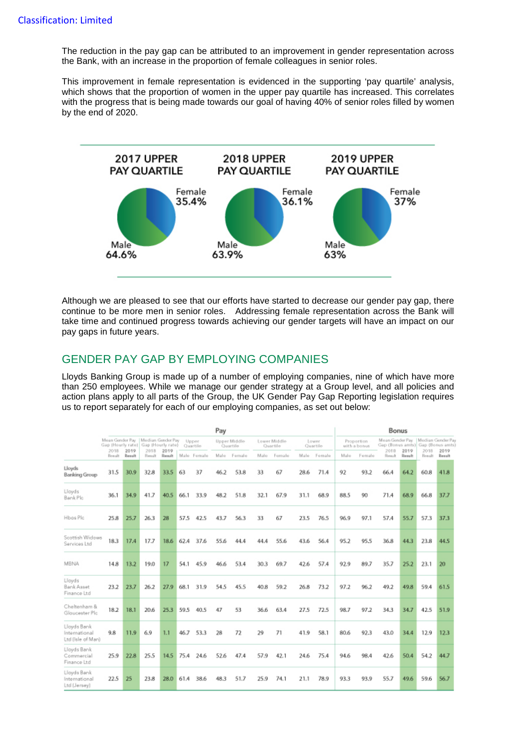The reduction in the pay gap can be attributed to an improvement in gender representation across the Bank, with an increase in the proportion of female colleagues in senior roles.

This improvement in female representation is evidenced in the supporting 'pay quartile' analysis, which shows that the proportion of women in the upper pay quartile has increased. This correlates with the progress that is being made towards our goal of having 40% of senior roles filled by women by the end of 2020.

| 2017 UPPER PAY QUARTILE | 2018 UPPER PAY QUARTILE | 2019 UPPER PAY QUARTILE |
|---|---|---|
| Female 35.4% | Female 36.1% | Female 37% |
| Male 64.6% | Male 63.9% | Male 63% |

Although we are pleased to see that our efforts have started to decrease our gender pay gap, there continue to be more men in senior roles. Addressing female representation across the Bank will take time and continued progress towards achieving our gender targets will have an impact on our pay gaps in future years.

## GENDER PAY GAP BY EMPLOYING COMPANIES

Lloyds Banking Group is made up of a number of employing companies, nine of which have more than 250 employees. While we manage our gender strategy at a Group level, and all policies and action plans apply to all parts of the Group, the UK Gender Pay Gap Reporting legislation requires us to report separately for each of our employing companies, as set out below:

| | Pay | | | | | | | | | | | | Bonus | | | | | |
|---|---|---|---|---|---|---|---|---|---|---|---|---|---|---|---|---|---|---|
| | Mean Gender Pay Gap (Hourly rate) | | Median Gender Pay Gap (Hourly rate) | | Upper Quartile | | Upper Middle Quartile | | Lower Middle Quartile | | Lower Quartile | | Proportion with a bonus | | Mean Gender Pay Gap (Bonus amts) | | Median Gender Pay Gap (Bonus amts) | |
| | 2018 Result | 2019 Result | 2018 Result | 2019 Result | Male | Female | Male | Female | Male | Female | Male | Female | Male | Female | 2018 Result | 2019 Result | 2018 Result | 2019 Result |
| Lloyds Banking Group | 31.5 | 30.9 | 32.8 | 33.5 | 63 | 37 | 46.2 | 53.8 | 33 | 67 | 28.6 | 71.4 | 92 | 93.2 | 66.4 | 64.2 | 60.8 | 41.8 |
| Lloyds Bank Plc | 36.1 | 34.9 | 41.7 | 40.5 | 66.1 | 33.9 | 48.2 | 51.8 | 32.1 | 67.9 | 31.1 | 68.9 | 88.5 | 90 | 71.4 | 68.9 | 66.8 | 37.7 |
| Hbos Plc | 25.8 | 25.7 | 26.3 | 28 | 57.5 | 42.5 | 43.7 | 56.3 | 33 | 67 | 23.5 | 76.5 | 96.9 | 97.1 | 57.4 | 55.7 | 57.3 | 37.3 |
| Scottish Widows Services Ltd | 18.3 | 17.4 | 17.7 | 18.6 | 62.4 | 37.6 | 55.6 | 44.4 | 44.4 | 55.6 | 43.6 | 56.4 | 95.2 | 95.5 | 36.8 | 44.3 | 23.8 | 44.5 |
| MBNA | 14.8 | 13.2 | 19.0 | 17 | 54.1 | 45.9 | 46.6 | 53.4 | 30.3 | 69.7 | 42.6 | 57.4 | 92.9 | 89.7 | 35.7 | 25.2 | 23.1 | 20 |
| Lloyds Bank Asset Finance Ltd | 23.2 | 23.7 | 26.2 | 27.9 | 68.1 | 31.9 | 54.5 | 45.5 | 40.8 | 59.2 | 26.8 | 73.2 | 97.2 | 96.2 | 49.2 | 49.8 | 59.4 | 61.5 |
| Cheltenham & Gloucester Plc | 18.2 | 18.1 | 20.6 | 25.3 | 59.5 | 40.5 | 47 | 53 | 36.6 | 63.4 | 27.5 | 72.5 | 98.7 | 97.2 | 34.3 | 34.7 | 42.5 | 51.9 |
| Lloyds Bank International Ltd (Isle of Man) | 9.8 | 11.9 | 6.9 | 1.1 | 46.7 | 53.3 | 28 | 72 | 29 | 71 | 41.9 | 58.1 | 80.6 | 92.3 | 43.0 | 34.4 | 12.9 | 12.3 |
| Lloyds Bank Commercial Finance Ltd | 25.9 | 22.8 | 25.5 | 14.5 | 75.4 | 24.6 | 52.6 | 47.4 | 57.9 | 42.1 | 24.6 | 75.4 | 94.6 | 98.4 | 42.6 | 50.4 | 54.2 | 44.7 |
| Lloyds Bank International Ltd (Jersey) | 22.5 | 25 | 23.8 | 28.0 | 61.4 | 38.6 | 48.3 | 51.7 | 25.9 | 74.1 | 21.1 | 78.9 | 93.3 | 93.9 | 55.7 | 49.6 | 59.6 | 56.7 |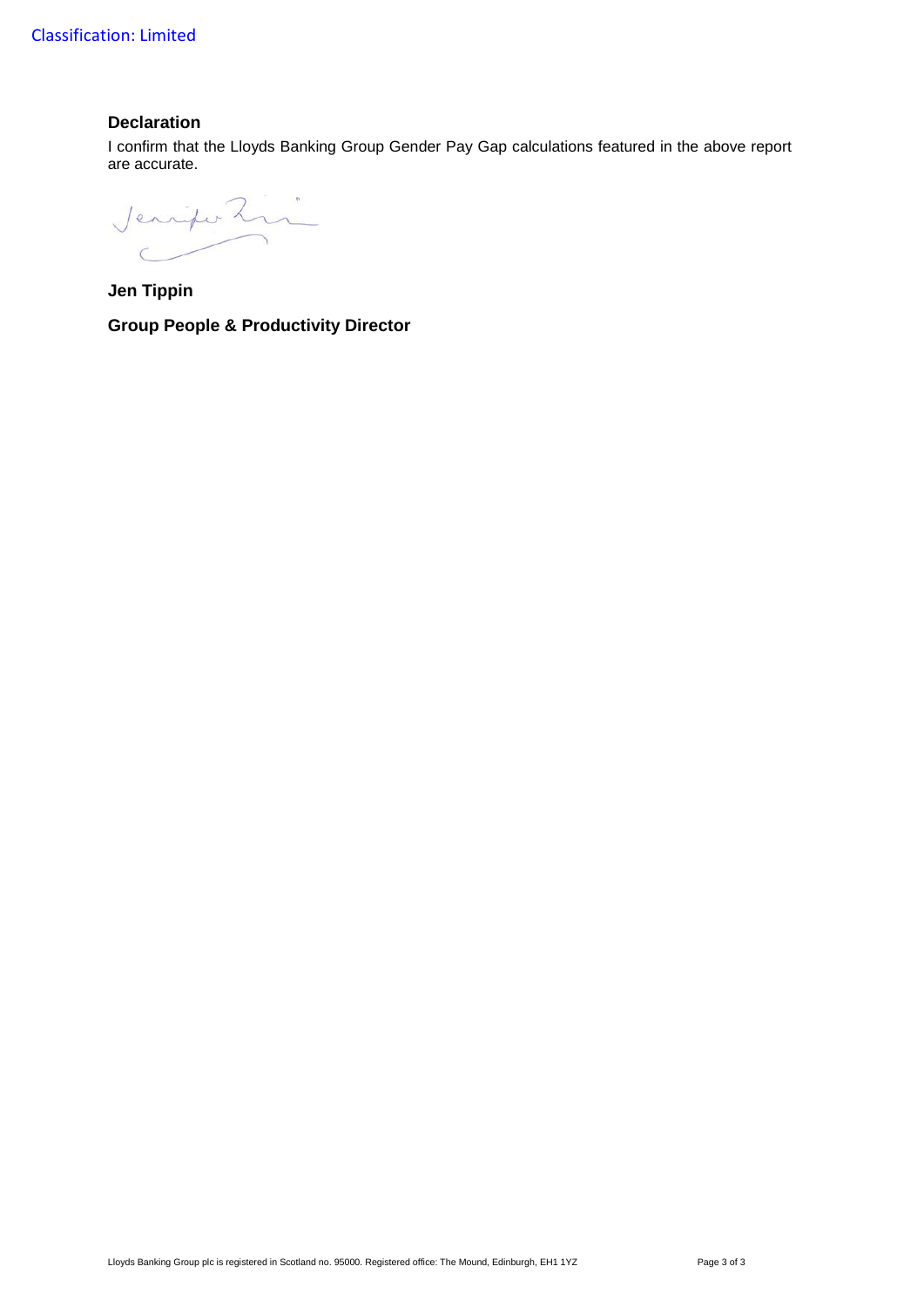Classification: Limited

## Declaration

I confirm that the Lloyds Banking Group Gender Pay Gap calculations featured in the above report are accurate.

**Jen Tippin**

**Group People & Productivity Director**

Lloyds Banking Group plc is registered in Scotland no. 95000. Registered office: The Mound, Edinburgh, EH1 1YZ